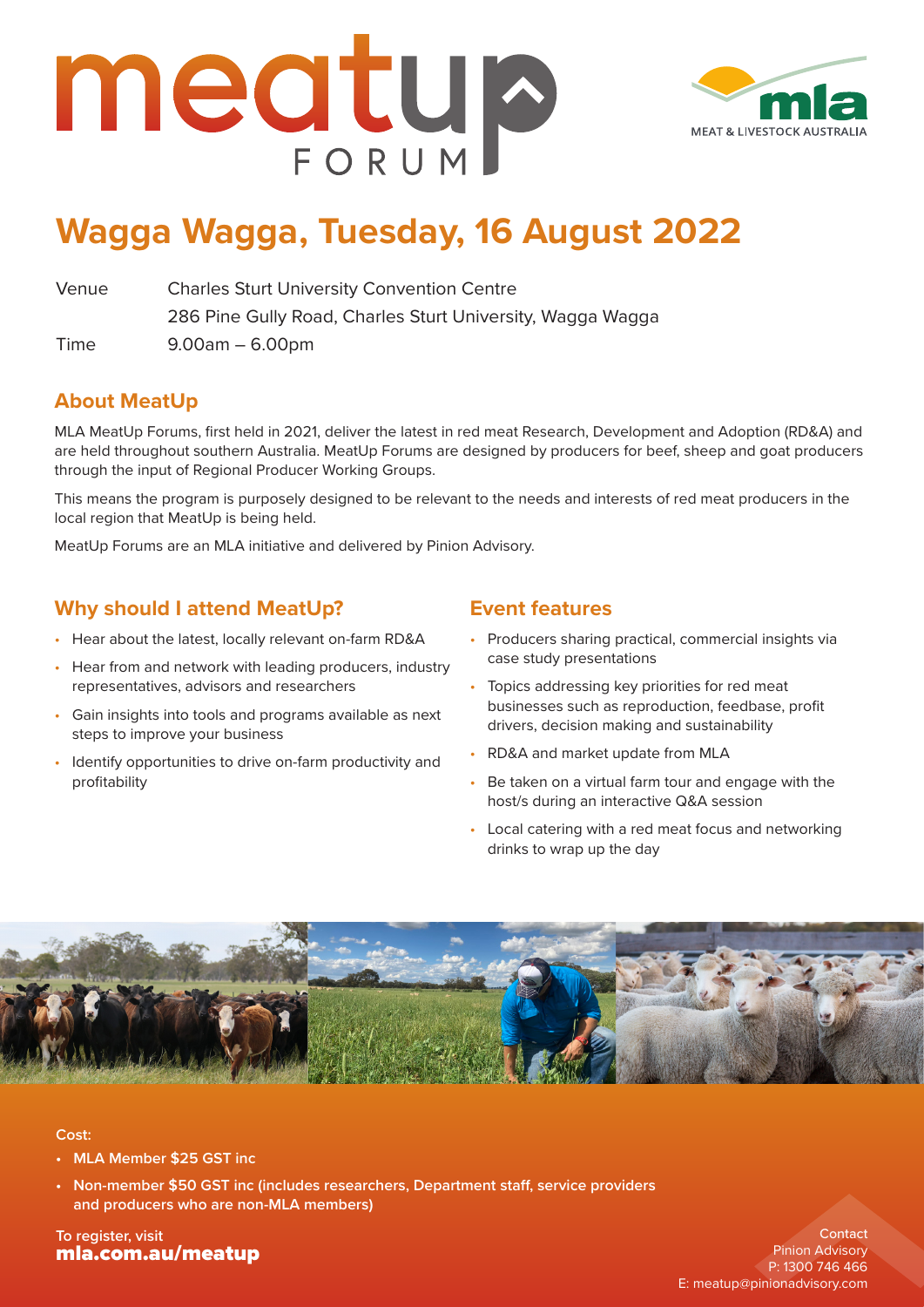# meatup FORUM

MEAT & LIVESTOCK AUSTRALIA

## Wagga Wagga, Tuesday, 16 August 2022

| | |
|---|---|
| Venue | Charles Sturt University Convention Centre<br>286 Pine Gully Road, Charles Sturt University, Wagga Wagga |
| Time | 9.00am – 6.00pm |

### About MeatUp

MLA MeatUp Forums, first held in 2021, deliver the latest in red meat Research, Development and Adoption (RD&A) and are held throughout southern Australia. MeatUp Forums are designed by producers for beef, sheep and goat producers through the input of Regional Producer Working Groups.

This means the program is purposely designed to be relevant to the needs and interests of red meat producers in the local region that MeatUp is being held.

MeatUp Forums are an MLA initiative and delivered by Pinion Advisory.

### Why should I attend MeatUp?

- Hear about the latest, locally relevant on-farm RD&A
- Hear from and network with leading producers, industry representatives, advisors and researchers
- Gain insights into tools and programs available as next steps to improve your business
- Identify opportunities to drive on-farm productivity and profitability

### Event features

- Producers sharing practical, commercial insights via case study presentations
- Topics addressing key priorities for red meat businesses such as reproduction, feedbase, profit drivers, decision making and sustainability
- RD&A and market update from MLA
- Be taken on a virtual farm tour and engage with the host/s during an interactive Q&A session
- Local catering with a red meat focus and networking drinks to wrap up the day

**Cost:**

- **MLA Member $25 GST inc**
- **Non-member $50 GST inc (includes researchers, Department staff, service providers and producers who are non-MLA members)**

To register, visit
**mla.com.au/meatup**

Contact
Pinion Advisory
P: 1300 746 466
E: meatup@pinionadvisory.com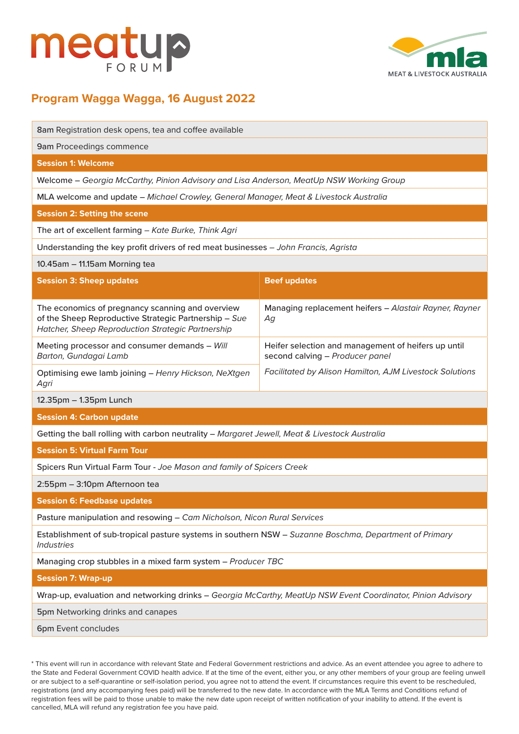meatup FORUM

MEAT & LIVESTOCK AUSTRALIA

## Program Wagga Wagga, 16 August 2022

| | |
|---|---|
| **8am** Registration desk opens, tea and coffee available | |
| **9am** Proceedings commence | |
| **Session 1: Welcome** | |
| Welcome – *Georgia McCarthy, Pinion Advisory and Lisa Anderson, MeatUp NSW Working Group* | |
| MLA welcome and update – *Michael Crowley, General Manager, Meat & Livestock Australia* | |
| **Session 2: Setting the scene** | |
| The art of excellent farming – *Kate Burke, Think Agri* | |
| Understanding the key profit drivers of red meat businesses – *John Francis, Agrista* | |
| **10.45am – 11.15am** Morning tea | |
| **Session 3: Sheep updates** | **Beef updates** |
| The economics of pregnancy scanning and overview of the Sheep Reproductive Strategic Partnership – *Sue Hatcher, Sheep Reproduction Strategic Partnership* | Managing replacement heifers – *Alastair Rayner, Rayner Ag* |
| Meeting processor and consumer demands – *Will Barton, Gundagai Lamb* | Heifer selection and management of heifers up until second calving – *Producer panel* |
| Optimising ewe lamb joining – *Henry Hickson, NeXtgen Agri* | *Facilitated by Alison Hamilton, AJM Livestock Solutions* |
| **12.35pm – 1.35pm** Lunch | |
| **Session 4: Carbon update** | |
| Getting the ball rolling with carbon neutrality – *Margaret Jewell, Meat & Livestock Australia* | |
| **Session 5: Virtual Farm Tour** | |
| Spicers Run Virtual Farm Tour - *Joe Mason and family of Spicers Creek* | |
| **2:55pm – 3:10pm** Afternoon tea | |
| **Session 6: Feedbase updates** | |
| Pasture manipulation and resowing – *Cam Nicholson, Nicon Rural Services* | |
| Establishment of sub-tropical pasture systems in southern NSW – *Suzanne Boschma, Department of Primary Industries* | |
| Managing crop stubbles in a mixed farm system – *Producer TBC* | |
| **Session 7: Wrap-up** | |
| Wrap-up, evaluation and networking drinks – *Georgia McCarthy, MeatUp NSW Event Coordinator, Pinion Advisory* | |
| **5pm** Networking drinks and canapes | |
| **6pm** Event concludes | |

* This event will run in accordance with relevant State and Federal Government restrictions and advice. As an event attendee you agree to adhere to the State and Federal Government COVID health advice. If at the time of the event, either you, or any other members of your group are feeling unwell or are subject to a self-quarantine or self-isolation period, you agree not to attend the event. If circumstances require this event to be rescheduled, registrations (and any accompanying fees paid) will be transferred to the new date. In accordance with the MLA Terms and Conditions refund of registration fees will be paid to those unable to make the new date upon receipt of written notification of your inability to attend. If the event is cancelled, MLA will refund any registration fee you have paid.